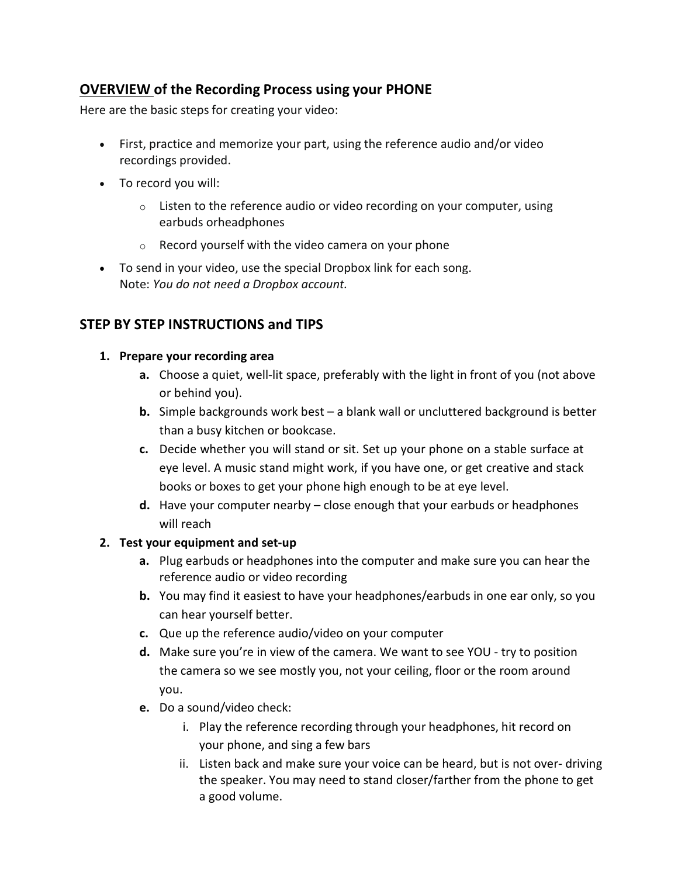## <u>OVERVIEW</u> of the Recording Process using your PHONE

Here are the basic steps for creating your video:

- First, practice and memorize your part, using the reference audio and/or video recordings provided.
- To record you will:
  - Listen to the reference audio or video recording on your computer, using earbuds orheadphones
  - Record yourself with the video camera on your phone
- To send in your video, use the special Dropbox link for each song.
  Note: *You do not need a Dropbox account.*

## STEP BY STEP INSTRUCTIONS and TIPS

1. **Prepare your recording area**
   a. Choose a quiet, well-lit space, preferably with the light in front of you (not above or behind you).
   b. Simple backgrounds work best – a blank wall or uncluttered background is better than a busy kitchen or bookcase.
   c. Decide whether you will stand or sit. Set up your phone on a stable surface at eye level. A music stand might work, if you have one, or get creative and stack books or boxes to get your phone high enough to be at eye level.
   d. Have your computer nearby – close enough that your earbuds or headphones will reach
2. **Test your equipment and set-up**
   a. Plug earbuds or headphones into the computer and make sure you can hear the reference audio or video recording
   b. You may find it easiest to have your headphones/earbuds in one ear only, so you can hear yourself better.
   c. Que up the reference audio/video on your computer
   d. Make sure you're in view of the camera. We want to see YOU - try to position the camera so we see mostly you, not your ceiling, floor or the room around you.
   e. Do a sound/video check:
      i. Play the reference recording through your headphones, hit record on your phone, and sing a few bars
      ii. Listen back and make sure your voice can be heard, but is not over- driving the speaker. You may need to stand closer/farther from the phone to get a good volume.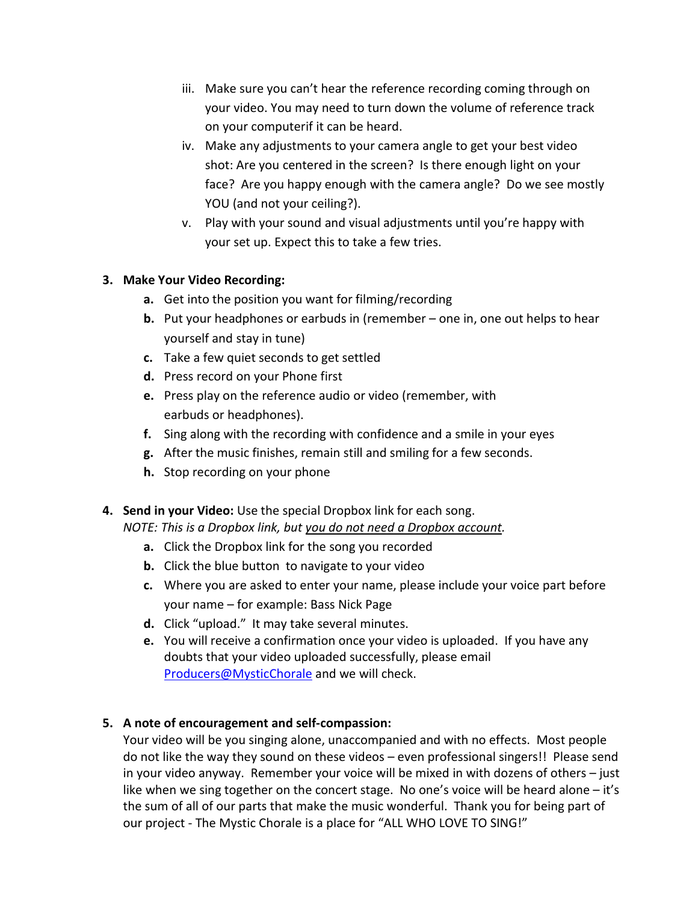iii. Make sure you can't hear the reference recording coming through on your video. You may need to turn down the volume of reference track on your computerif it can be heard.
   iv. Make any adjustments to your camera angle to get your best video shot: Are you centered in the screen? Is there enough light on your face? Are you happy enough with the camera angle? Do we see mostly YOU (and not your ceiling?).
   v. Play with your sound and visual adjustments until you're happy with your set up. Expect this to take a few tries.

3. **Make Your Video Recording:**
   **a.** Get into the position you want for filming/recording
   **b.** Put your headphones or earbuds in (remember – one in, one out helps to hear yourself and stay in tune)
   **c.** Take a few quiet seconds to get settled
   **d.** Press record on your Phone first
   **e.** Press play on the reference audio or video (remember, with earbuds or headphones).
   **f.** Sing along with the recording with confidence and a smile in your eyes
   **g.** After the music finishes, remain still and smiling for a few seconds.
   **h.** Stop recording on your phone

4. **Send in your Video:** Use the special Dropbox link for each song.
   *NOTE: This is a Dropbox link, but you do not need a Dropbox account.*
   **a.** Click the Dropbox link for the song you recorded
   **b.** Click the blue button to navigate to your video
   **c.** Where you are asked to enter your name, please include your voice part before your name – for example: Bass Nick Page
   **d.** Click "upload." It may take several minutes.
   **e.** You will receive a confirmation once your video is uploaded. If you have any doubts that your video uploaded successfully, please email Producers@MysticChorale and we will check.

5. **A note of encouragement and self-compassion:**
   Your video will be you singing alone, unaccompanied and with no effects. Most people do not like the way they sound on these videos – even professional singers!! Please send in your video anyway. Remember your voice will be mixed in with dozens of others – just like when we sing together on the concert stage. No one's voice will be heard alone – it's the sum of all of our parts that make the music wonderful. Thank you for being part of our project - The Mystic Chorale is a place for "ALL WHO LOVE TO SING!"